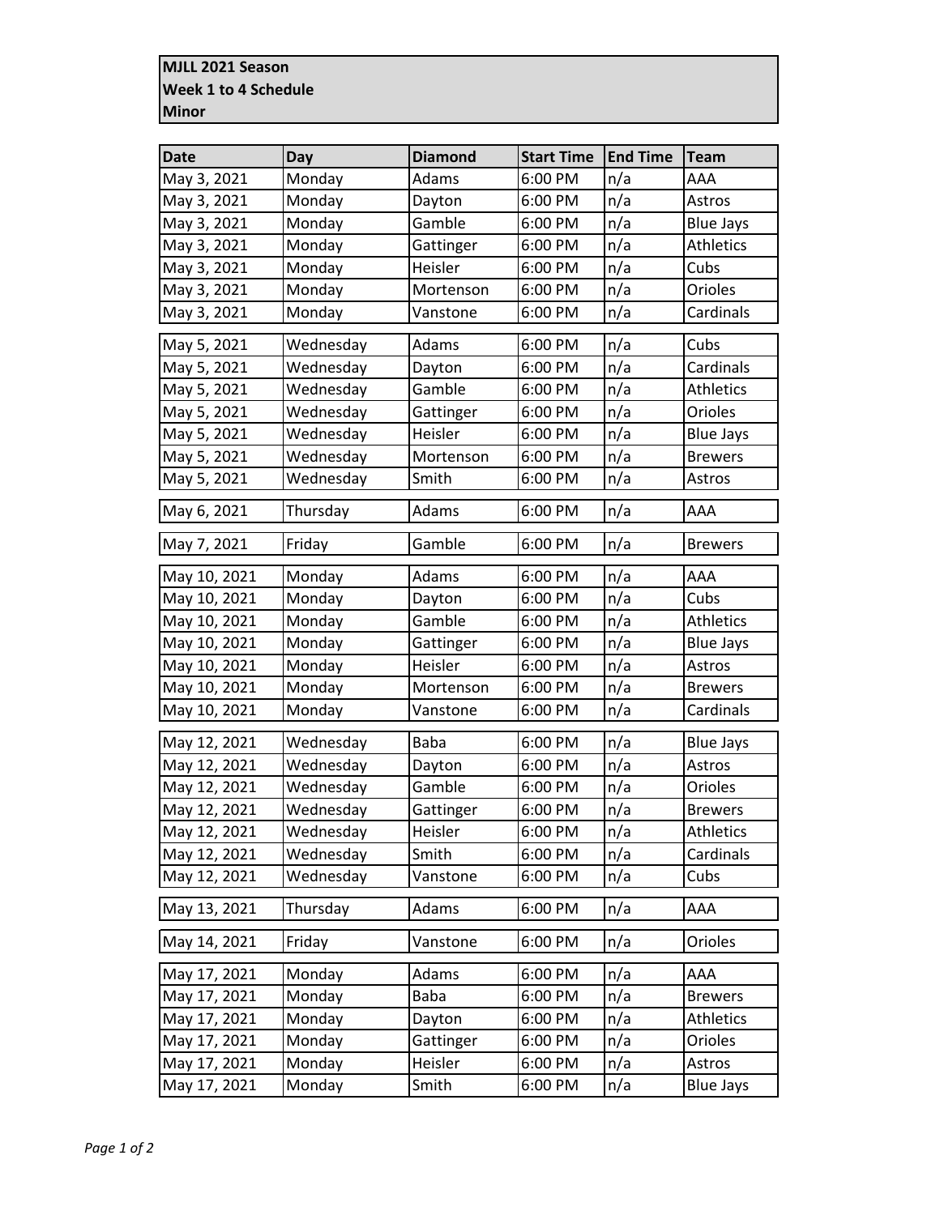**MJLL 2021 Season**
**Week 1 to 4 Schedule**
**Minor**

| Date | Day | Diamond | Start Time | End Time | Team |
|---|---|---|---|---|---|
| May 3, 2021 | Monday | Adams | 6:00 PM | n/a | AAA |
| May 3, 2021 | Monday | Dayton | 6:00 PM | n/a | Astros |
| May 3, 2021 | Monday | Gamble | 6:00 PM | n/a | Blue Jays |
| May 3, 2021 | Monday | Gattinger | 6:00 PM | n/a | Athletics |
| May 3, 2021 | Monday | Heisler | 6:00 PM | n/a | Cubs |
| May 3, 2021 | Monday | Mortenson | 6:00 PM | n/a | Orioles |
| May 3, 2021 | Monday | Vanstone | 6:00 PM | n/a | Cardinals |
| May 5, 2021 | Wednesday | Adams | 6:00 PM | n/a | Cubs |
| May 5, 2021 | Wednesday | Dayton | 6:00 PM | n/a | Cardinals |
| May 5, 2021 | Wednesday | Gamble | 6:00 PM | n/a | Athletics |
| May 5, 2021 | Wednesday | Gattinger | 6:00 PM | n/a | Orioles |
| May 5, 2021 | Wednesday | Heisler | 6:00 PM | n/a | Blue Jays |
| May 5, 2021 | Wednesday | Mortenson | 6:00 PM | n/a | Brewers |
| May 5, 2021 | Wednesday | Smith | 6:00 PM | n/a | Astros |
| May 6, 2021 | Thursday | Adams | 6:00 PM | n/a | AAA |
| May 7, 2021 | Friday | Gamble | 6:00 PM | n/a | Brewers |
| May 10, 2021 | Monday | Adams | 6:00 PM | n/a | AAA |
| May 10, 2021 | Monday | Dayton | 6:00 PM | n/a | Cubs |
| May 10, 2021 | Monday | Gamble | 6:00 PM | n/a | Athletics |
| May 10, 2021 | Monday | Gattinger | 6:00 PM | n/a | Blue Jays |
| May 10, 2021 | Monday | Heisler | 6:00 PM | n/a | Astros |
| May 10, 2021 | Monday | Mortenson | 6:00 PM | n/a | Brewers |
| May 10, 2021 | Monday | Vanstone | 6:00 PM | n/a | Cardinals |
| May 12, 2021 | Wednesday | Baba | 6:00 PM | n/a | Blue Jays |
| May 12, 2021 | Wednesday | Dayton | 6:00 PM | n/a | Astros |
| May 12, 2021 | Wednesday | Gamble | 6:00 PM | n/a | Orioles |
| May 12, 2021 | Wednesday | Gattinger | 6:00 PM | n/a | Brewers |
| May 12, 2021 | Wednesday | Heisler | 6:00 PM | n/a | Athletics |
| May 12, 2021 | Wednesday | Smith | 6:00 PM | n/a | Cardinals |
| May 12, 2021 | Wednesday | Vanstone | 6:00 PM | n/a | Cubs |
| May 13, 2021 | Thursday | Adams | 6:00 PM | n/a | AAA |
| May 14, 2021 | Friday | Vanstone | 6:00 PM | n/a | Orioles |
| May 17, 2021 | Monday | Adams | 6:00 PM | n/a | AAA |
| May 17, 2021 | Monday | Baba | 6:00 PM | n/a | Brewers |
| May 17, 2021 | Monday | Dayton | 6:00 PM | n/a | Athletics |
| May 17, 2021 | Monday | Gattinger | 6:00 PM | n/a | Orioles |
| May 17, 2021 | Monday | Heisler | 6:00 PM | n/a | Astros |
| May 17, 2021 | Monday | Smith | 6:00 PM | n/a | Blue Jays |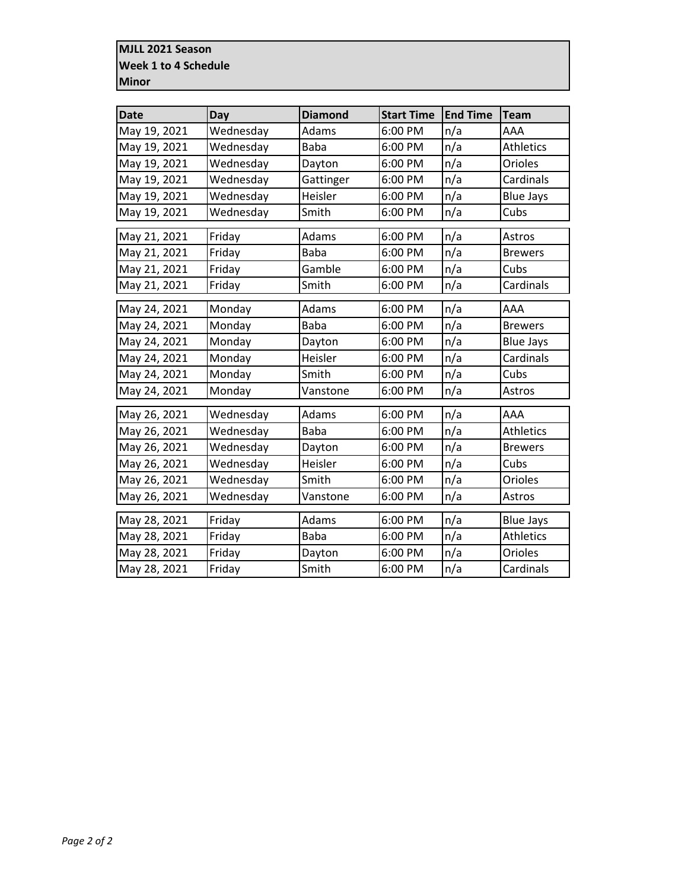**MJLL 2021 Season**
**Week 1 to 4 Schedule**
**Minor**

| Date | Day | Diamond | Start Time | End Time | Team |
|---|---|---|---|---|---|
| May 19, 2021 | Wednesday | Adams | 6:00 PM | n/a | AAA |
| May 19, 2021 | Wednesday | Baba | 6:00 PM | n/a | Athletics |
| May 19, 2021 | Wednesday | Dayton | 6:00 PM | n/a | Orioles |
| May 19, 2021 | Wednesday | Gattinger | 6:00 PM | n/a | Cardinals |
| May 19, 2021 | Wednesday | Heisler | 6:00 PM | n/a | Blue Jays |
| May 19, 2021 | Wednesday | Smith | 6:00 PM | n/a | Cubs |
| May 21, 2021 | Friday | Adams | 6:00 PM | n/a | Astros |
| May 21, 2021 | Friday | Baba | 6:00 PM | n/a | Brewers |
| May 21, 2021 | Friday | Gamble | 6:00 PM | n/a | Cubs |
| May 21, 2021 | Friday | Smith | 6:00 PM | n/a | Cardinals |
| May 24, 2021 | Monday | Adams | 6:00 PM | n/a | AAA |
| May 24, 2021 | Monday | Baba | 6:00 PM | n/a | Brewers |
| May 24, 2021 | Monday | Dayton | 6:00 PM | n/a | Blue Jays |
| May 24, 2021 | Monday | Heisler | 6:00 PM | n/a | Cardinals |
| May 24, 2021 | Monday | Smith | 6:00 PM | n/a | Cubs |
| May 24, 2021 | Monday | Vanstone | 6:00 PM | n/a | Astros |
| May 26, 2021 | Wednesday | Adams | 6:00 PM | n/a | AAA |
| May 26, 2021 | Wednesday | Baba | 6:00 PM | n/a | Athletics |
| May 26, 2021 | Wednesday | Dayton | 6:00 PM | n/a | Brewers |
| May 26, 2021 | Wednesday | Heisler | 6:00 PM | n/a | Cubs |
| May 26, 2021 | Wednesday | Smith | 6:00 PM | n/a | Orioles |
| May 26, 2021 | Wednesday | Vanstone | 6:00 PM | n/a | Astros |
| May 28, 2021 | Friday | Adams | 6:00 PM | n/a | Blue Jays |
| May 28, 2021 | Friday | Baba | 6:00 PM | n/a | Athletics |
| May 28, 2021 | Friday | Dayton | 6:00 PM | n/a | Orioles |
| May 28, 2021 | Friday | Smith | 6:00 PM | n/a | Cardinals |